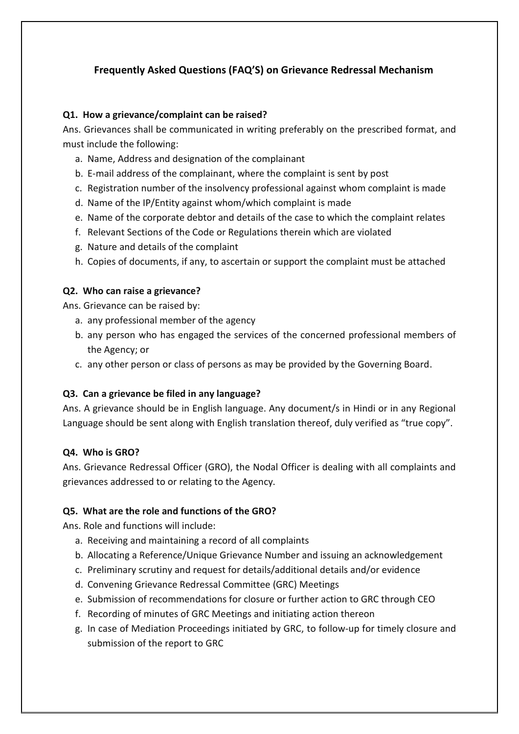# Frequently Asked Questions (FAQ'S) on Grievance Redressal Mechanism

**Q1. How a grievance/complaint can be raised?**

Ans. Grievances shall be communicated in writing preferably on the prescribed format, and must include the following:

a. Name, Address and designation of the complainant
b. E-mail address of the complainant, where the complaint is sent by post
c. Registration number of the insolvency professional against whom complaint is made
d. Name of the IP/Entity against whom/which complaint is made
e. Name of the corporate debtor and details of the case to which the complaint relates
f. Relevant Sections of the Code or Regulations therein which are violated
g. Nature and details of the complaint
h. Copies of documents, if any, to ascertain or support the complaint must be attached

**Q2. Who can raise a grievance?**

Ans. Grievance can be raised by:

a. any professional member of the agency
b. any person who has engaged the services of the concerned professional members of the Agency; or
c. any other person or class of persons as may be provided by the Governing Board.

**Q3. Can a grievance be filed in any language?**

Ans. A grievance should be in English language. Any document/s in Hindi or in any Regional Language should be sent along with English translation thereof, duly verified as "true copy".

**Q4. Who is GRO?**

Ans. Grievance Redressal Officer (GRO), the Nodal Officer is dealing with all complaints and grievances addressed to or relating to the Agency.

**Q5. What are the role and functions of the GRO?**

Ans. Role and functions will include:

a. Receiving and maintaining a record of all complaints
b. Allocating a Reference/Unique Grievance Number and issuing an acknowledgement
c. Preliminary scrutiny and request for details/additional details and/or evidence
d. Convening Grievance Redressal Committee (GRC) Meetings
e. Submission of recommendations for closure or further action to GRC through CEO
f. Recording of minutes of GRC Meetings and initiating action thereon
g. In case of Mediation Proceedings initiated by GRC, to follow-up for timely closure and submission of the report to GRC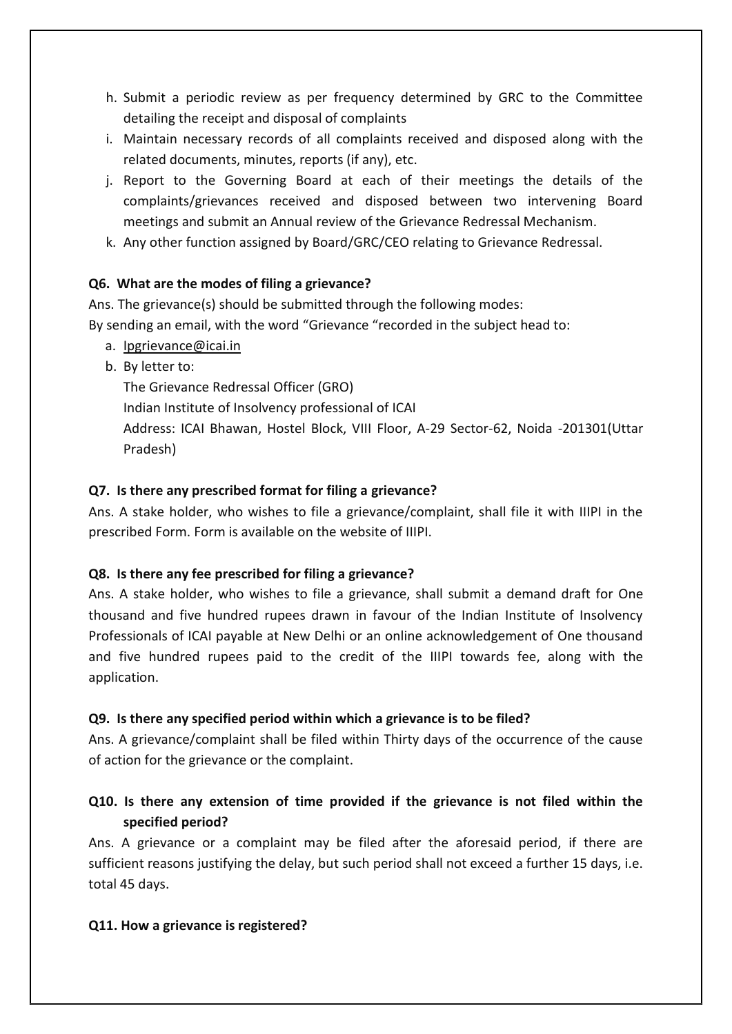h. Submit a periodic review as per frequency determined by GRC to the Committee detailing the receipt and disposal of complaints
i. Maintain necessary records of all complaints received and disposed along with the related documents, minutes, reports (if any), etc.
j. Report to the Governing Board at each of their meetings the details of the complaints/grievances received and disposed between two intervening Board meetings and submit an Annual review of the Grievance Redressal Mechanism.
k. Any other function assigned by Board/GRC/CEO relating to Grievance Redressal.

**Q6. What are the modes of filing a grievance?**

Ans. The grievance(s) should be submitted through the following modes:
By sending an email, with the word "Grievance "recorded in the subject head to:

a. Ipgrievance@icai.in
b. By letter to:
   The Grievance Redressal Officer (GRO)
   Indian Institute of Insolvency professional of ICAI
   Address: ICAI Bhawan, Hostel Block, VIII Floor, A-29 Sector-62, Noida -201301(Uttar Pradesh)

**Q7. Is there any prescribed format for filing a grievance?**

Ans. A stake holder, who wishes to file a grievance/complaint, shall file it with IIIPI in the prescribed Form. Form is available on the website of IIIPI.

**Q8. Is there any fee prescribed for filing a grievance?**

Ans. A stake holder, who wishes to file a grievance, shall submit a demand draft for One thousand and five hundred rupees drawn in favour of the Indian Institute of Insolvency Professionals of ICAI payable at New Delhi or an online acknowledgement of One thousand and five hundred rupees paid to the credit of the IIIPI towards fee, along with the application.

**Q9. Is there any specified period within which a grievance is to be filed?**

Ans. A grievance/complaint shall be filed within Thirty days of the occurrence of the cause of action for the grievance or the complaint.

**Q10. Is there any extension of time provided if the grievance is not filed within the specified period?**

Ans. A grievance or a complaint may be filed after the aforesaid period, if there are sufficient reasons justifying the delay, but such period shall not exceed a further 15 days, i.e. total 45 days.

**Q11. How a grievance is registered?**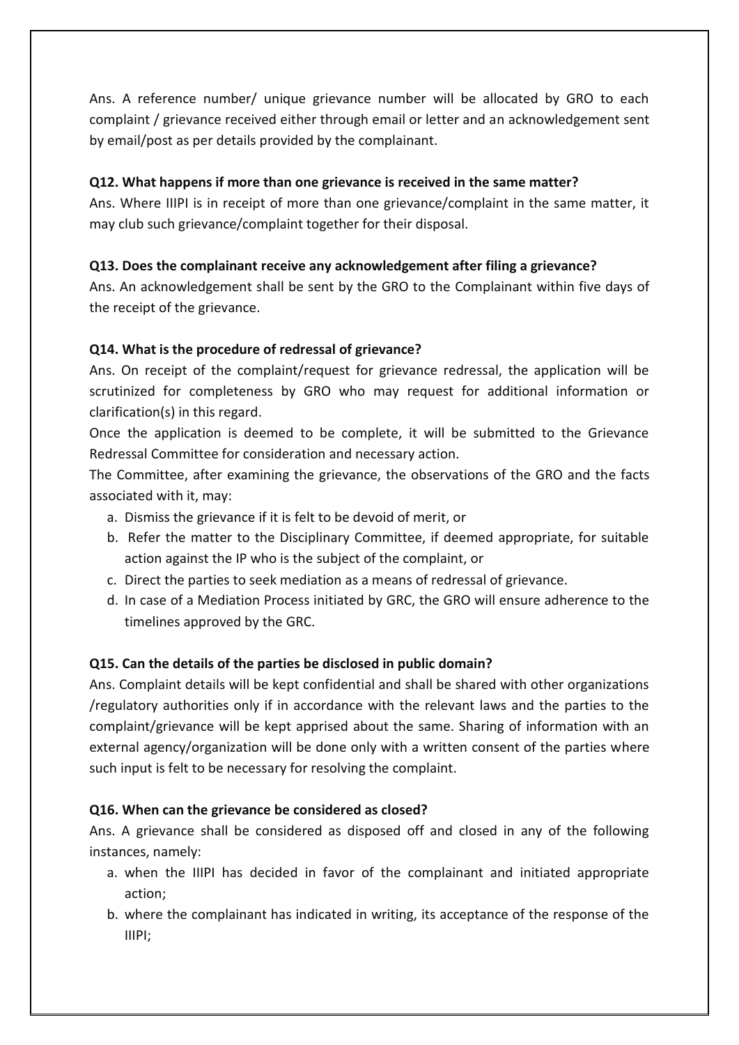Ans. A reference number/ unique grievance number will be allocated by GRO to each complaint / grievance received either through email or letter and an acknowledgement sent by email/post as per details provided by the complainant.

**Q12. What happens if more than one grievance is received in the same matter?**

Ans. Where IIIPI is in receipt of more than one grievance/complaint in the same matter, it may club such grievance/complaint together for their disposal.

**Q13. Does the complainant receive any acknowledgement after filing a grievance?**

Ans. An acknowledgement shall be sent by the GRO to the Complainant within five days of the receipt of the grievance.

**Q14. What is the procedure of redressal of grievance?**

Ans. On receipt of the complaint/request for grievance redressal, the application will be scrutinized for completeness by GRO who may request for additional information or clarification(s) in this regard.

Once the application is deemed to be complete, it will be submitted to the Grievance Redressal Committee for consideration and necessary action.

The Committee, after examining the grievance, the observations of the GRO and the facts associated with it, may:

a. Dismiss the grievance if it is felt to be devoid of merit, or
b. Refer the matter to the Disciplinary Committee, if deemed appropriate, for suitable action against the IP who is the subject of the complaint, or
c. Direct the parties to seek mediation as a means of redressal of grievance.
d. In case of a Mediation Process initiated by GRC, the GRO will ensure adherence to the timelines approved by the GRC.

**Q15. Can the details of the parties be disclosed in public domain?**

Ans. Complaint details will be kept confidential and shall be shared with other organizations /regulatory authorities only if in accordance with the relevant laws and the parties to the complaint/grievance will be kept apprised about the same. Sharing of information with an external agency/organization will be done only with a written consent of the parties where such input is felt to be necessary for resolving the complaint.

**Q16. When can the grievance be considered as closed?**

Ans. A grievance shall be considered as disposed off and closed in any of the following instances, namely:

a. when the IIIPI has decided in favor of the complainant and initiated appropriate action;
b. where the complainant has indicated in writing, its acceptance of the response of the IIIPI;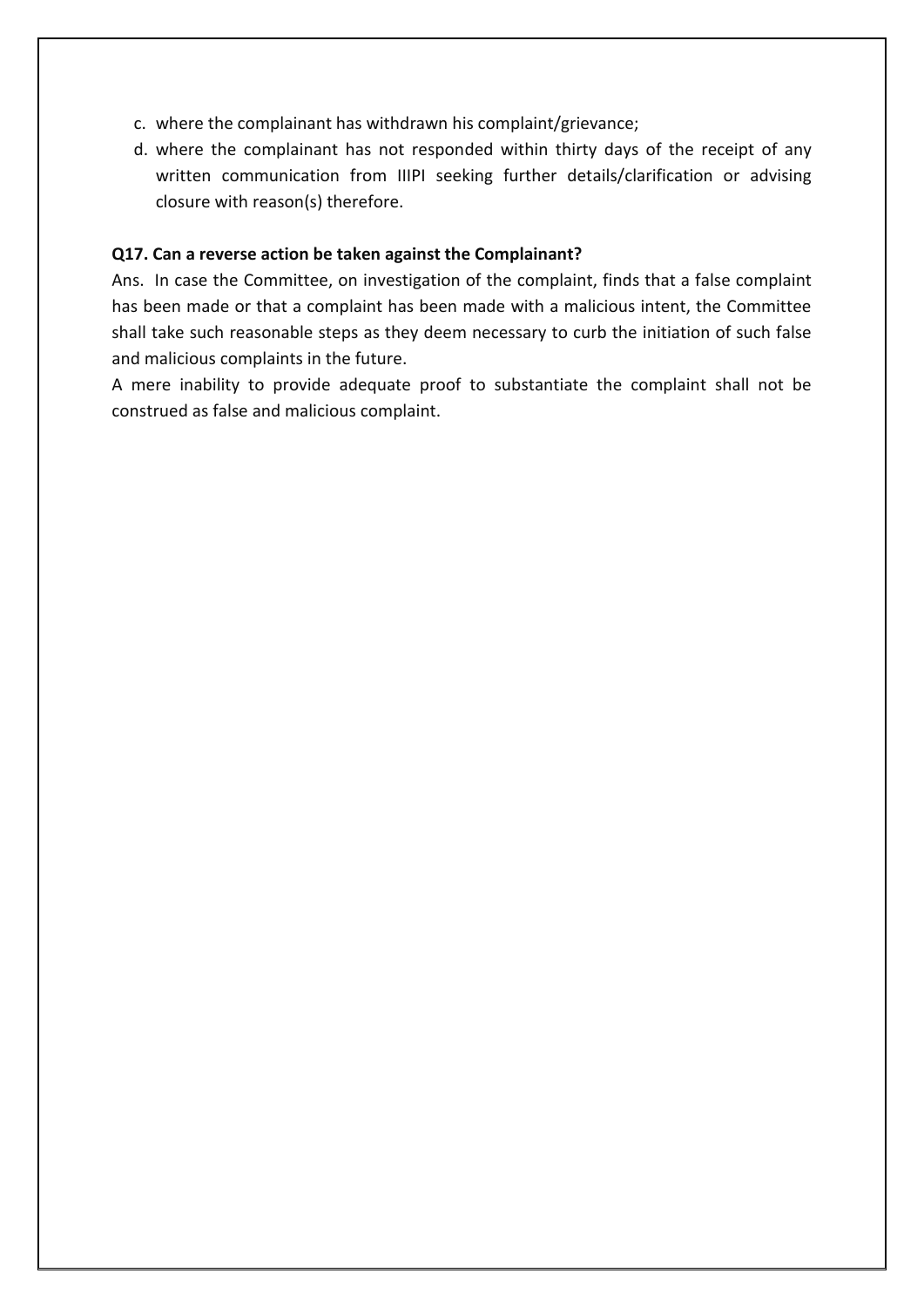c. where the complainant has withdrawn his complaint/grievance;
d. where the complainant has not responded within thirty days of the receipt of any written communication from IIIPI seeking further details/clarification or advising closure with reason(s) therefore.

**Q17. Can a reverse action be taken against the Complainant?**

Ans. In case the Committee, on investigation of the complaint, finds that a false complaint has been made or that a complaint has been made with a malicious intent, the Committee shall take such reasonable steps as they deem necessary to curb the initiation of such false and malicious complaints in the future.

A mere inability to provide adequate proof to substantiate the complaint shall not be construed as false and malicious complaint.